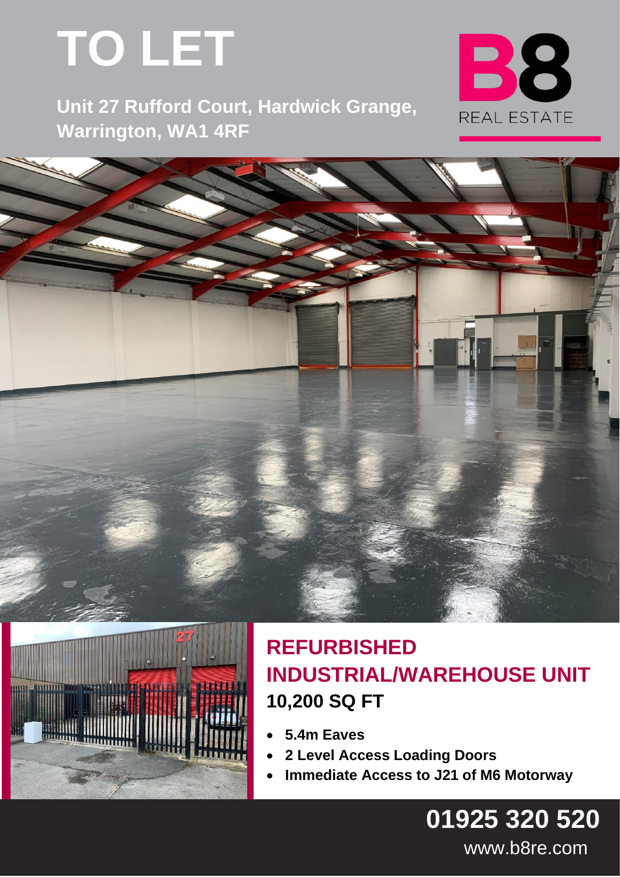# TO LET

**Unit 27 Rufford Court, Hardwick Grange, Warrington, WA1 4RF**

B8 REAL ESTATE

## REFURBISHED INDUSTRIAL/WAREHOUSE UNIT

### 10,200 SQ FT

- **5.4m Eaves**
- **2 Level Access Loading Doors**
- **Immediate Access to J21 of M6 Motorway**

**01925 320 520**

www.b8re.com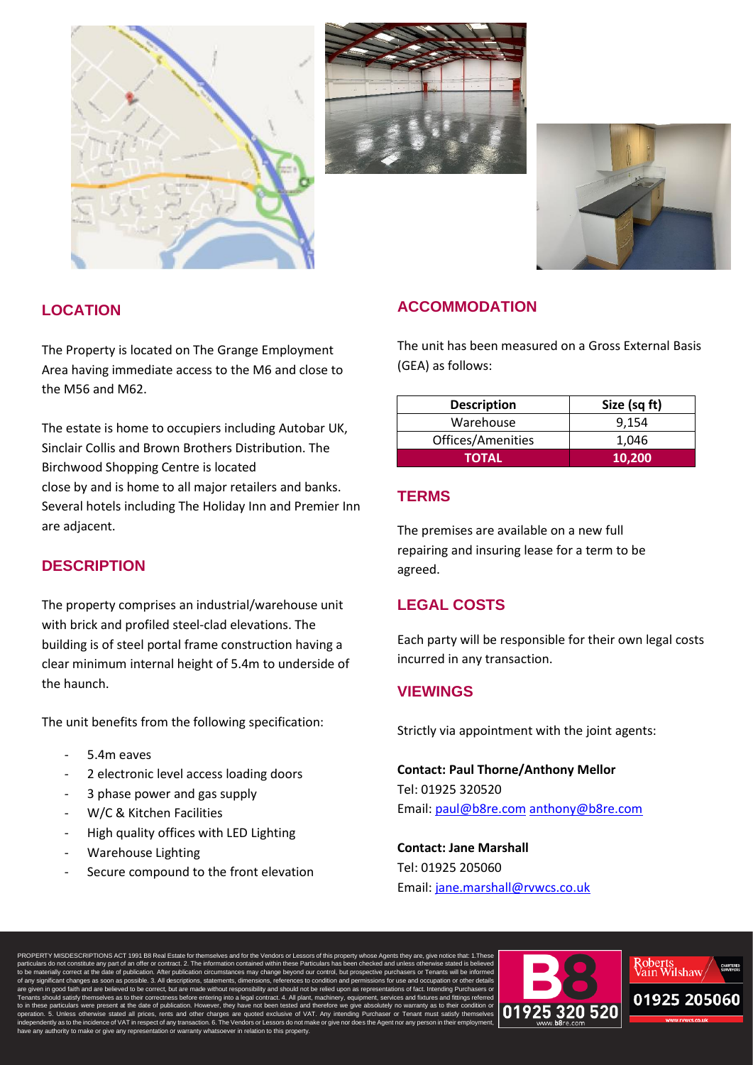## LOCATION

The Property is located on The Grange Employment Area having immediate access to the M6 and close to the M56 and M62.

The estate is home to occupiers including Autobar UK, Sinclair Collis and Brown Brothers Distribution. The Birchwood Shopping Centre is located close by and is home to all major retailers and banks. Several hotels including The Holiday Inn and Premier Inn are adjacent.

## DESCRIPTION

The property comprises an industrial/warehouse unit with brick and profiled steel-clad elevations. The building is of steel portal frame construction having a clear minimum internal height of 5.4m to underside of the haunch.

The unit benefits from the following specification:

- 5.4m eaves
- 2 electronic level access loading doors
- 3 phase power and gas supply
- W/C & Kitchen Facilities
- High quality offices with LED Lighting
- Warehouse Lighting
- Secure compound to the front elevation

## ACCOMMODATION

The unit has been measured on a Gross External Basis (GEA) as follows:

| Description | Size (sq ft) |
|---|---|
| Warehouse | 9,154 |
| Offices/Amenities | 1,046 |
| **TOTAL** | **10,200** |

## TERMS

The premises are available on a new full repairing and insuring lease for a term to be agreed.

## LEGAL COSTS

Each party will be responsible for their own legal costs incurred in any transaction.

## VIEWINGS

Strictly via appointment with the joint agents:

**Contact: Paul Thorne/Anthony Mellor**
Tel: 01925 320520
Email: paul@b8re.com anthony@b8re.com

**Contact: Jane Marshall**
Tel: 01925 205060
Email: jane.marshall@rvwcs.co.uk

PROPERTY MISDESCRIPTIONS ACT 1991 B8 Real Estate for themselves and for the Vendors or Lessors of this property whose Agents they are, give notice that: 1.These particulars do not constitute any part of an offer or contract. 2. The information contained within these Particulars has been checked and unless otherwise stated is believed to be materially correct at the date of publication. After publication circumstances may change beyond our control, but prospective purchasers or Tenants will be informed of any significant changes as soon as possible. 3. All descriptions, statements, dimensions, references to condition and permissions for use and occupation or other details are given in good faith and are believed to be correct, but are made without responsibility and should not be relied upon as representations of fact. Intending Purchasers or Tenants should satisfy themselves as to their correctness before entering into a legal contract. 4. All plant, machinery, equipment, services and fixtures and fittings referred to in these particulars were present at the date of publication. However, they have not been tested and therefore we give absolutely no warranty as to their condition or operation. 5. Unless otherwise stated all prices, rents and other charges are quoted exclusive of VAT. Any intending Purchaser or Tenant must satisfy themselves independently as to the incidence of VAT in respect of any transaction. 6. The Vendors or Lessors do not make or give nor does the Agent nor any person in their employment, have any authority to make or give any representation or warranty whatsoever in relation to this property.

B8 01925 320 520 www.b8re.com

Roberts Vain Wilshaw 01925 205060 www.rvwcs.co.uk